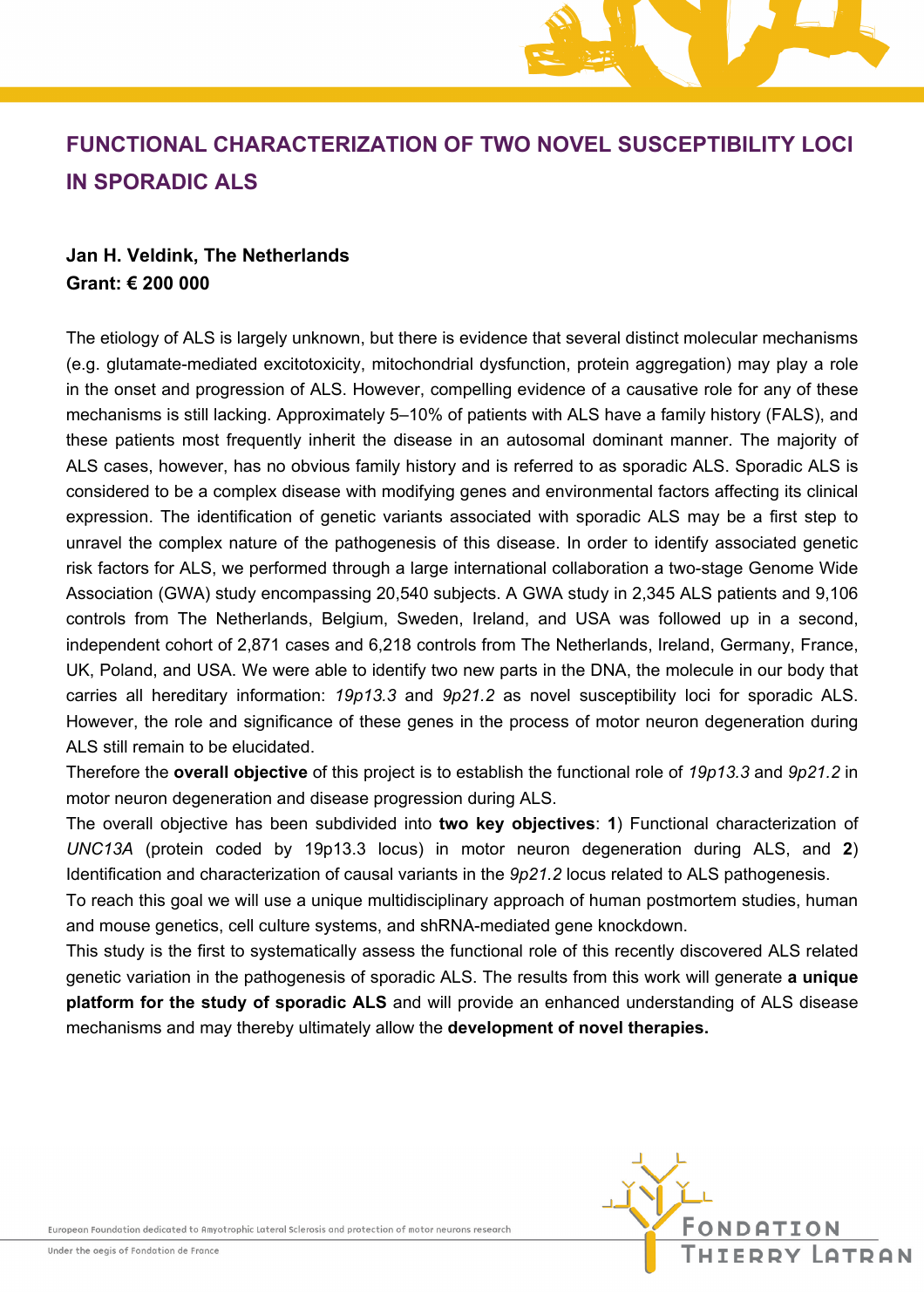# FUNCTIONAL CHARACTERIZATION OF TWO NOVEL SUSCEPTIBILITY LOCI IN SPORADIC ALS

**Jan H. Veldink, The Netherlands**
**Grant: € 200 000**

The etiology of ALS is largely unknown, but there is evidence that several distinct molecular mechanisms (e.g. glutamate-mediated excitotoxicity, mitochondrial dysfunction, protein aggregation) may play a role in the onset and progression of ALS. However, compelling evidence of a causative role for any of these mechanisms is still lacking. Approximately 5–10% of patients with ALS have a family history (FALS), and these patients most frequently inherit the disease in an autosomal dominant manner. The majority of ALS cases, however, has no obvious family history and is referred to as sporadic ALS. Sporadic ALS is considered to be a complex disease with modifying genes and environmental factors affecting its clinical expression. The identification of genetic variants associated with sporadic ALS may be a first step to unravel the complex nature of the pathogenesis of this disease. In order to identify associated genetic risk factors for ALS, we performed through a large international collaboration a two-stage Genome Wide Association (GWA) study encompassing 20,540 subjects. A GWA study in 2,345 ALS patients and 9,106 controls from The Netherlands, Belgium, Sweden, Ireland, and USA was followed up in a second, independent cohort of 2,871 cases and 6,218 controls from The Netherlands, Ireland, Germany, France, UK, Poland, and USA. We were able to identify two new parts in the DNA, the molecule in our body that carries all hereditary information: *19p13.3* and *9p21.2* as novel susceptibility loci for sporadic ALS. However, the role and significance of these genes in the process of motor neuron degeneration during ALS still remain to be elucidated.

Therefore the **overall objective** of this project is to establish the functional role of *19p13.3* and *9p21.2* in motor neuron degeneration and disease progression during ALS.

The overall objective has been subdivided into **two key objectives**: **1**) Functional characterization of *UNC13A* (protein coded by 19p13.3 locus) in motor neuron degeneration during ALS, and **2**) Identification and characterization of causal variants in the *9p21.2* locus related to ALS pathogenesis.

To reach this goal we will use a unique multidisciplinary approach of human postmortem studies, human and mouse genetics, cell culture systems, and shRNA-mediated gene knockdown.

This study is the first to systematically assess the functional role of this recently discovered ALS related genetic variation in the pathogenesis of sporadic ALS. The results from this work will generate **a unique platform for the study of sporadic ALS** and will provide an enhanced understanding of ALS disease mechanisms and may thereby ultimately allow the **development of novel therapies.**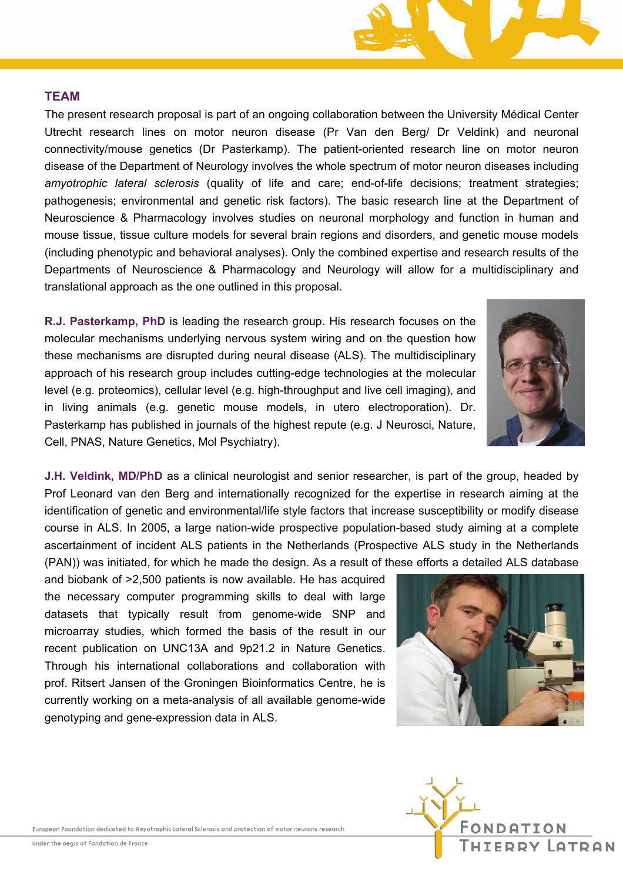## TEAM

The present research proposal is part of an ongoing collaboration between the University Médical Center Utrecht research lines on motor neuron disease (Pr Van den Berg/ Dr Veldink) and neuronal connectivity/mouse genetics (Dr Pasterkamp). The patient-oriented research line on motor neuron disease of the Department of Neurology involves the whole spectrum of motor neuron diseases including *amyotrophic lateral sclerosis* (quality of life and care; end-of-life decisions; treatment strategies; pathogenesis; environmental and genetic risk factors). The basic research line at the Department of Neuroscience & Pharmacology involves studies on neuronal morphology and function in human and mouse tissue, tissue culture models for several brain regions and disorders, and genetic mouse models (including phenotypic and behavioral analyses). Only the combined expertise and research results of the Departments of Neuroscience & Pharmacology and Neurology will allow for a multidisciplinary and translational approach as the one outlined in this proposal.

**R.J. Pasterkamp, PhD** is leading the research group. His research focuses on the molecular mechanisms underlying nervous system wiring and on the question how these mechanisms are disrupted during neural disease (ALS). The multidisciplinary approach of his research group includes cutting-edge technologies at the molecular level (e.g. proteomics), cellular level (e.g. high-throughput and live cell imaging), and in living animals (e.g. genetic mouse models, in utero electroporation). Dr. Pasterkamp has published in journals of the highest repute (e.g. J Neurosci, Nature, Cell, PNAS, Nature Genetics, Mol Psychiatry).

**J.H. Veldink, MD/PhD** as a clinical neurologist and senior researcher, is part of the group, headed by Prof Leonard van den Berg and internationally recognized for the expertise in research aiming at the identification of genetic and environmental/life style factors that increase susceptibility or modify disease course in ALS. In 2005, a large nation-wide prospective population-based study aiming at a complete ascertainment of incident ALS patients in the Netherlands (Prospective ALS study in the Netherlands (PAN)) was initiated, for which he made the design. As a result of these efforts a detailed ALS database and biobank of >2,500 patients is now available. He has acquired the necessary computer programming skills to deal with large datasets that typically result from genome-wide SNP and microarray studies, which formed the basis of the result in our recent publication on UNC13A and 9p21.2 in Nature Genetics. Through his international collaborations and collaboration with prof. Ritsert Jansen of the Groningen Bioinformatics Centre, he is currently working on a meta-analysis of all available genome-wide genotyping and gene-expression data in ALS.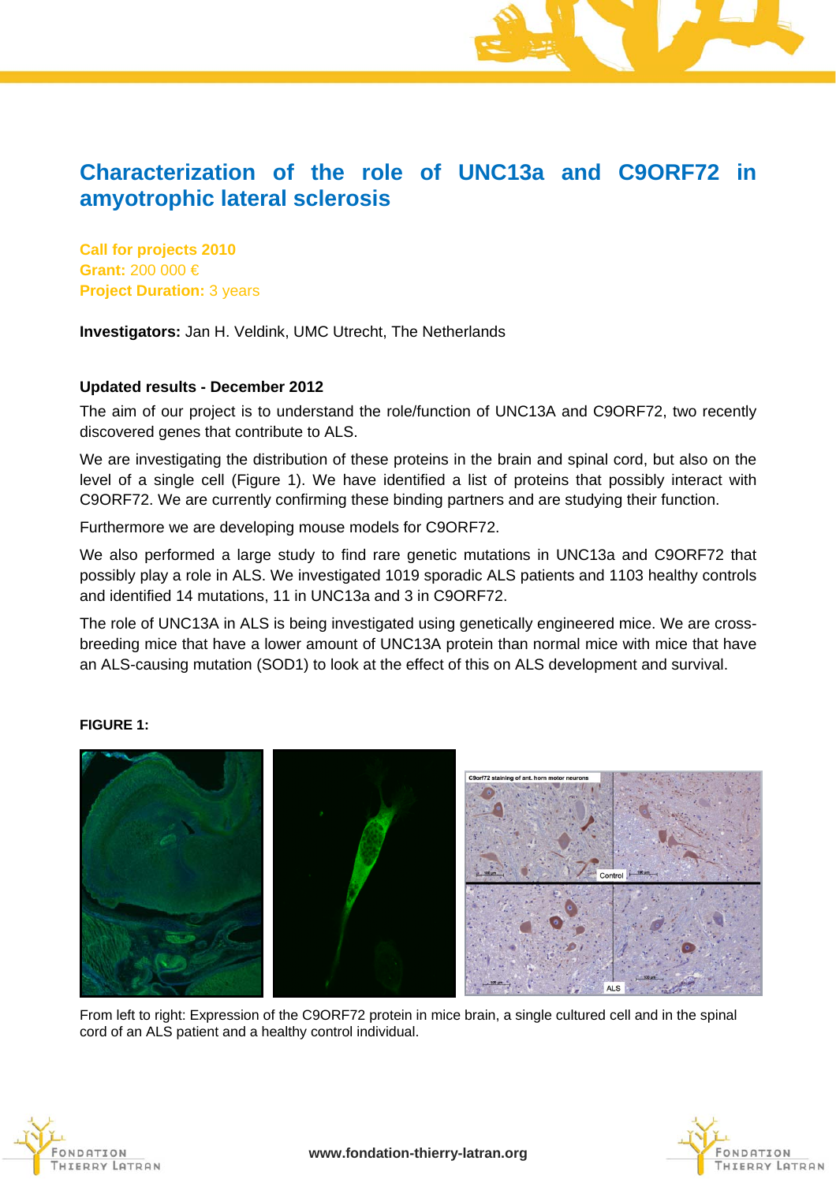# Characterization of the role of UNC13a and C9ORF72 in amyotrophic lateral sclerosis

**Call for projects 2010**
**Grant:** 200 000 €
**Project Duration:** 3 years

**Investigators:** Jan H. Veldink, UMC Utrecht, The Netherlands

**Updated results - December 2012**

The aim of our project is to understand the role/function of UNC13A and C9ORF72, two recently discovered genes that contribute to ALS.

We are investigating the distribution of these proteins in the brain and spinal cord, but also on the level of a single cell (Figure 1). We have identified a list of proteins that possibly interact with C9ORF72. We are currently confirming these binding partners and are studying their function.

Furthermore we are developing mouse models for C9ORF72.

We also performed a large study to find rare genetic mutations in UNC13a and C9ORF72 that possibly play a role in ALS. We investigated 1019 sporadic ALS patients and 1103 healthy controls and identified 14 mutations, 11 in UNC13a and 3 in C9ORF72.

The role of UNC13A in ALS is being investigated using genetically engineered mice. We are cross-breeding mice that have a lower amount of UNC13A protein than normal mice with mice that have an ALS-causing mutation (SOD1) to look at the effect of this on ALS development and survival.

**FIGURE 1:**

From left to right: Expression of the C9ORF72 protein in mice brain, a single cultured cell and in the spinal cord of an ALS patient and a healthy control individual.

www.fondation-thierry-latran.org